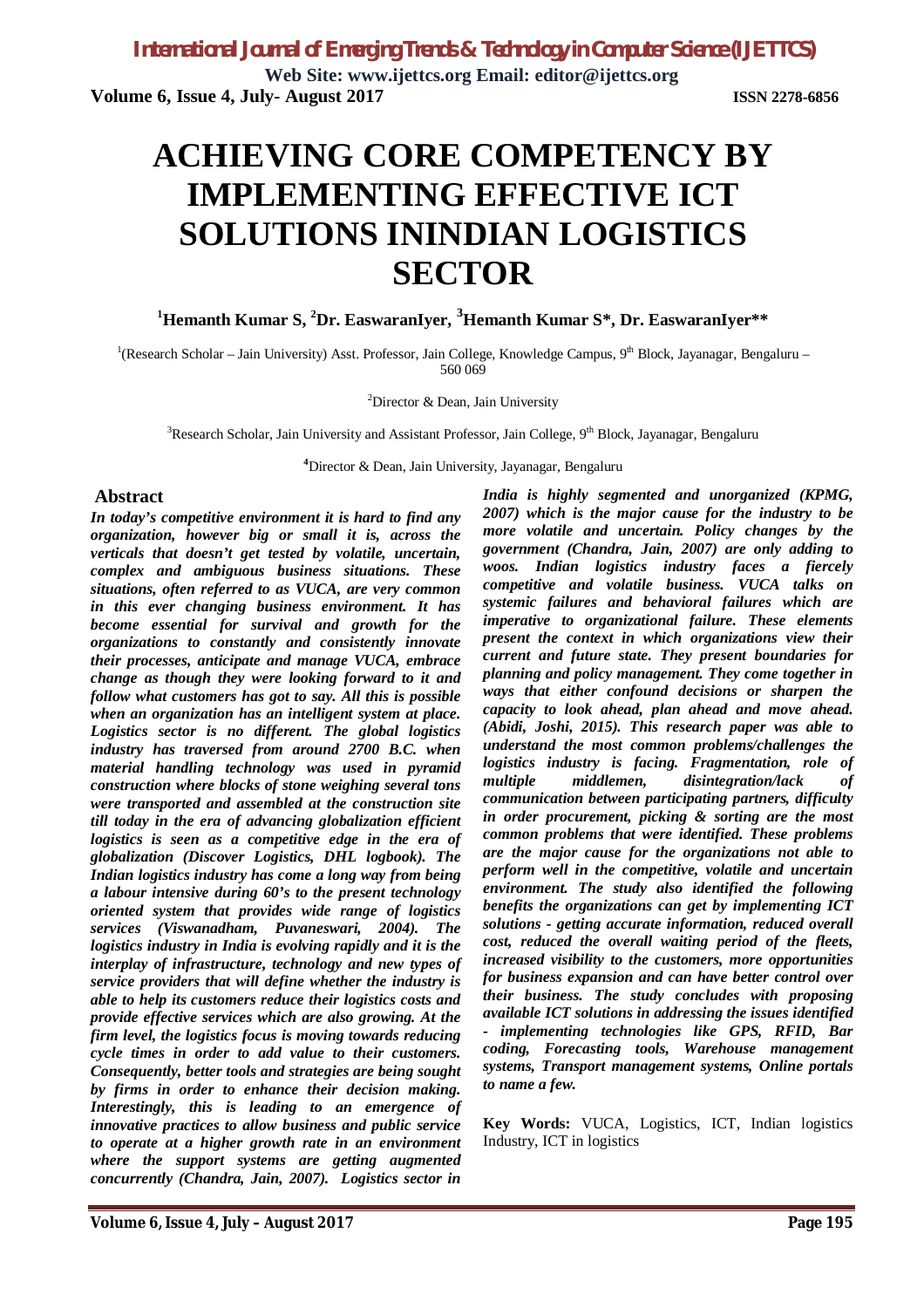# ACHIEVING CORE COMPETENCY BY IMPLEMENTING EFFECTIVE ICT SOLUTIONS ININDIAN LOGISTICS SECTOR

**[1]Hemanth Kumar S, [2]Dr. EaswaranIyer, [3]Hemanth Kumar S*, Dr. EaswaranIyer****

[1](Research Scholar – Jain University) Asst. Professor, Jain College, Knowledge Campus, 9th Block, Jayanagar, Bengaluru – 560 069

[2]Director & Dean, Jain University

[3]Research Scholar, Jain University and Assistant Professor, Jain College, 9th Block, Jayanagar, Bengaluru

[4]Director & Dean, Jain University, Jayanagar, Bengaluru

## Abstract

***In today's competitive environment it is hard to find any organization, however big or small it is, across the verticals that doesn't get tested by volatile, uncertain, complex and ambiguous business situations. These situations, often referred to as VUCA, are very common in this ever changing business environment. It has become essential for survival and growth for the organizations to constantly and consistently innovate their processes, anticipate and manage VUCA, embrace change as though they were looking forward to it and follow what customers has got to say. All this is possible when an organization has an intelligent system at place. Logistics sector is no different. The global logistics industry has traversed from around 2700 B.C. when material handling technology was used in pyramid construction where blocks of stone weighing several tons were transported and assembled at the construction site till today in the era of advancing globalization efficient logistics is seen as a competitive edge in the era of globalization (Discover Logistics, DHL logbook). The Indian logistics industry has come a long way from being a labour intensive during 60's to the present technology oriented system that provides wide range of logistics services (Viswanadham, Puvaneswari, 2004). The logistics industry in India is evolving rapidly and it is the interplay of infrastructure, technology and new types of service providers that will define whether the industry is able to help its customers reduce their logistics costs and provide effective services which are also growing. At the firm level, the logistics focus is moving towards reducing cycle times in order to add value to their customers. Consequently, better tools and strategies are being sought by firms in order to enhance their decision making. Interestingly, this is leading to an emergence of innovative practices to allow business and public service to operate at a higher growth rate in an environment where the support systems are getting augmented concurrently (Chandra, Jain, 2007). Logistics sector in India is highly segmented and unorganized (KPMG, 2007) which is the major cause for the industry to be more volatile and uncertain. Policy changes by the government (Chandra, Jain, 2007) are only adding to woos. Indian logistics industry faces a fiercely competitive and volatile business. VUCA talks on systemic failures and behavioral failures which are imperative to organizational failure. These elements present the context in which organizations view their current and future state. They present boundaries for planning and policy management. They come together in ways that either confound decisions or sharpen the capacity to look ahead, plan ahead and move ahead. (Abidi, Joshi, 2015). This research paper was able to understand the most common problems/challenges the logistics industry is facing. Fragmentation, role of multiple middlemen, disintegration/lack of communication between participating partners, difficulty in order procurement, picking & sorting are the most common problems that were identified. These problems are the major cause for the organizations not able to perform well in the competitive, volatile and uncertain environment. The study also identified the following benefits the organizations can get by implementing ICT solutions - getting accurate information, reduced overall cost, reduced the overall waiting period of the fleets, increased visibility to the customers, more opportunities for business expansion and can have better control over their business. The study concludes with proposing available ICT solutions in addressing the issues identified - implementing technologies like GPS, RFID, Bar coding, Forecasting tools, Warehouse management systems, Transport management systems, Online portals to name a few.***

**Key Words:** VUCA, Logistics, ICT, Indian logistics Industry, ICT in logistics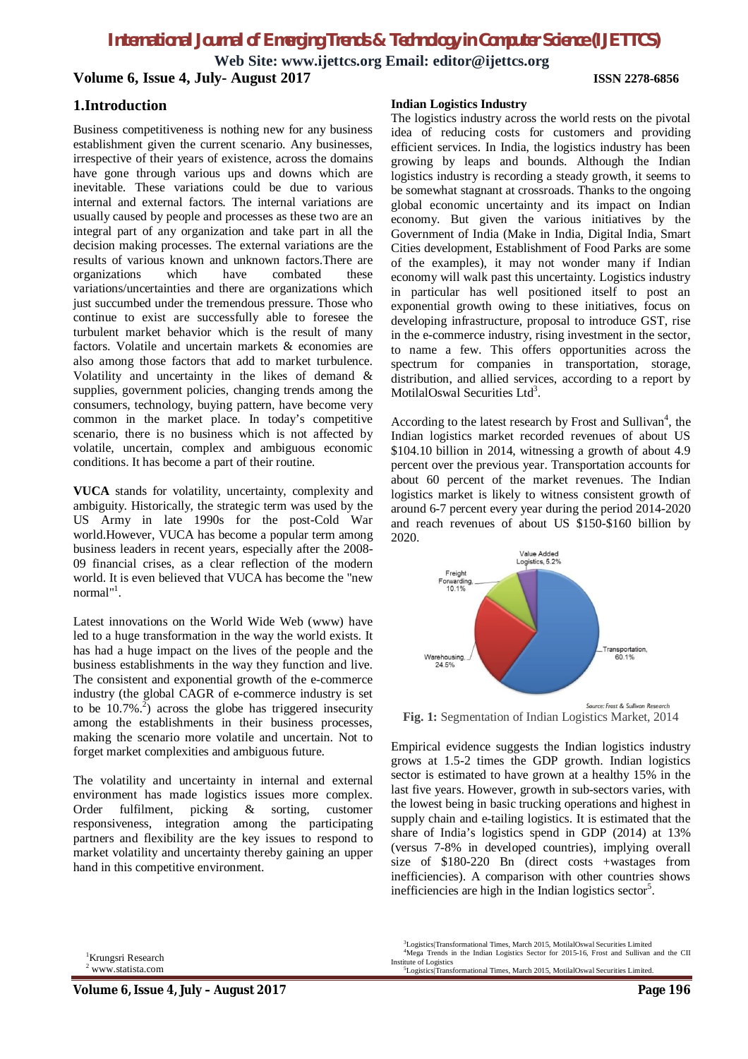## 1.Introduction

Business competitiveness is nothing new for any business establishment given the current scenario. Any businesses, irrespective of their years of existence, across the domains have gone through various ups and downs which are inevitable. These variations could be due to various internal and external factors. The internal variations are usually caused by people and processes as these two are an integral part of any organization and take part in all the decision making processes. The external variations are the results of various known and unknown factors.There are organizations which have combated these variations/uncertainties and there are organizations which just succumbed under the tremendous pressure. Those who continue to exist are successfully able to foresee the turbulent market behavior which is the result of many factors. Volatile and uncertain markets & economies are also among those factors that add to market turbulence. Volatility and uncertainty in the likes of demand & supplies, government policies, changing trends among the consumers, technology, buying pattern, have become very common in the market place. In today's competitive scenario, there is no business which is not affected by volatile, uncertain, complex and ambiguous economic conditions. It has become a part of their routine.

**VUCA** stands for volatility, uncertainty, complexity and ambiguity. Historically, the strategic term was used by the US Army in late 1990s for the post-Cold War world.However, VUCA has become a popular term among business leaders in recent years, especially after the 2008-09 financial crises, as a clear reflection of the modern world. It is even believed that VUCA has become the "new normal"[1].

Latest innovations on the World Wide Web (www) have led to a huge transformation in the way the world exists. It has had a huge impact on the lives of the people and the business establishments in the way they function and live. The consistent and exponential growth of the e-commerce industry (the global CAGR of e-commerce industry is set to be 10.7%.[2]) across the globe has triggered insecurity among the establishments in their business processes, making the scenario more volatile and uncertain. Not to forget market complexities and ambiguous future.

The volatility and uncertainty in internal and external environment has made logistics issues more complex. Order fulfilment, picking & sorting, customer responsiveness, integration among the participating partners and flexibility are the key issues to respond to market volatility and uncertainty thereby gaining an upper hand in this competitive environment.

**Indian Logistics Industry**

The logistics industry across the world rests on the pivotal idea of reducing costs for customers and providing efficient services. In India, the logistics industry has been growing by leaps and bounds. Although the Indian logistics industry is recording a steady growth, it seems to be somewhat stagnant at crossroads. Thanks to the ongoing global economic uncertainty and its impact on Indian economy. But given the various initiatives by the Government of India (Make in India, Digital India, Smart Cities development, Establishment of Food Parks are some of the examples), it may not wonder many if Indian economy will walk past this uncertainty. Logistics industry in particular has well positioned itself to post an exponential growth owing to these initiatives, focus on developing infrastructure, proposal to introduce GST, rise in the e-commerce industry, rising investment in the sector, to name a few. This offers opportunities across the spectrum for companies in transportation, storage, distribution, and allied services, according to a report by MotilalOswal Securities Ltd[3].

According to the latest research by Frost and Sullivan[4], the Indian logistics market recorded revenues of about US $104.10 billion in 2014, witnessing a growth of about 4.9 percent over the previous year. Transportation accounts for about 60 percent of the market revenues. The Indian logistics market is likely to witness consistent growth of around 6-7 percent every year during the period 2014-2020 and reach revenues of about US $150-$160 billion by 2020.

Value Added Logistics, 5.2%
Freight Forwarding, 10.1%
Warehousing, 24.5%
Transportation, 60.1%
Source: Frost & Sullivan Research

**Fig. 1:** Segmentation of Indian Logistics Market, 2014

Empirical evidence suggests the Indian logistics industry grows at 1.5-2 times the GDP growth. Indian logistics sector is estimated to have grown at a healthy 15% in the last five years. However, growth in sub-sectors varies, with the lowest being in basic trucking operations and highest in supply chain and e-tailing logistics. It is estimated that the share of India's logistics spend in GDP (2014) at 13% (versus 7-8% in developed countries), implying overall size of $180-220 Bn (direct costs +wastages from inefficiencies). A comparison with other countries shows inefficiencies are high in the Indian logistics sector[5].

[1]Krungsri Research
[2] www.statista.com

[3]Logistics|Transformational Times, March 2015, MotilalOswal Securities Limited
[4]Mega Trends in the Indian Logistics Sector for 2015-16, Frost and Sullivan and the CII Institute of Logistics
[5]Logistics|Transformational Times, March 2015, MotilalOswal Securities Limited.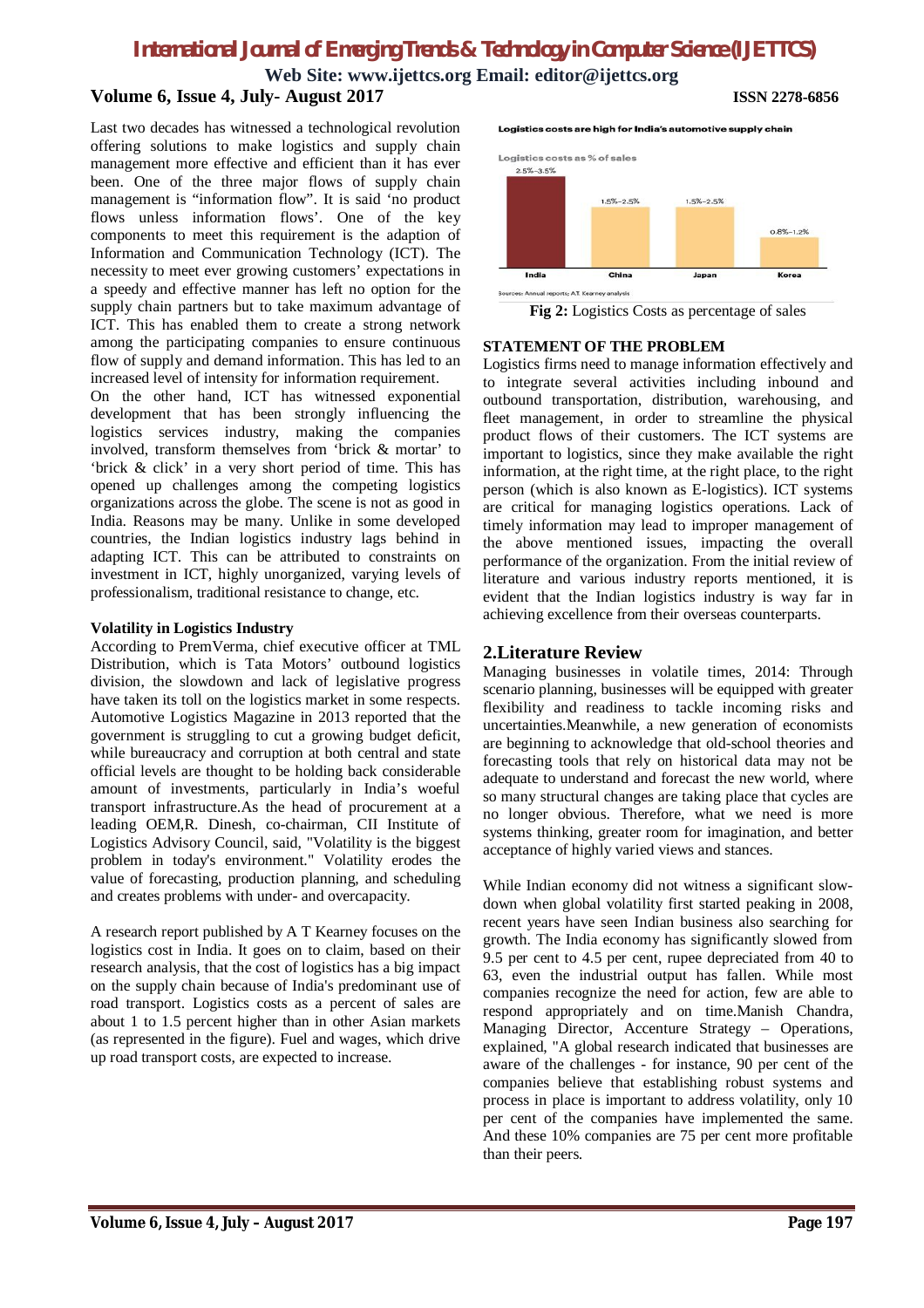Last two decades has witnessed a technological revolution offering solutions to make logistics and supply chain management more effective and efficient than it has ever been. One of the three major flows of supply chain management is "information flow". It is said 'no product flows unless information flows'. One of the key components to meet this requirement is the adaption of Information and Communication Technology (ICT). The necessity to meet ever growing customers' expectations in a speedy and effective manner has left no option for the supply chain partners but to take maximum advantage of ICT. This has enabled them to create a strong network among the participating companies to ensure continuous flow of supply and demand information. This has led to an increased level of intensity for information requirement.

On the other hand, ICT has witnessed exponential development that has been strongly influencing the logistics services industry, making the companies involved, transform themselves from 'brick & mortar' to 'brick & click' in a very short period of time. This has opened up challenges among the competing logistics organizations across the globe. The scene is not as good in India. Reasons may be many. Unlike in some developed countries, the Indian logistics industry lags behind in adapting ICT. This can be attributed to constraints on investment in ICT, highly unorganized, varying levels of professionalism, traditional resistance to change, etc.

**Volatility in Logistics Industry**

According to PremVerma, chief executive officer at TML Distribution, which is Tata Motors' outbound logistics division, the slowdown and lack of legislative progress have taken its toll on the logistics market in some respects. Automotive Logistics Magazine in 2013 reported that the government is struggling to cut a growing budget deficit, while bureaucracy and corruption at both central and state official levels are thought to be holding back considerable amount of investments, particularly in India's woeful transport infrastructure.As the head of procurement at a leading OEM,R. Dinesh, co-chairman, CII Institute of Logistics Advisory Council, said, "Volatility is the biggest problem in today's environment." Volatility erodes the value of forecasting, production planning, and scheduling and creates problems with under- and overcapacity.

A research report published by A T Kearney focuses on the logistics cost in India. It goes on to claim, based on their research analysis, that the cost of logistics has a big impact on the supply chain because of India's predominant use of road transport. Logistics costs as a percent of sales are about 1 to 1.5 percent higher than in other Asian markets (as represented in the figure). Fuel and wages, which drive up road transport costs, are expected to increase.

Logistics costs are high for India's automotive supply chain

Logistics costs as % of sales

2.5%–3.5%
1.5%–2.5%
1.5%–2.5%
0.8%–1.2%

India
China
Japan
Korea

Sources: Annual reports; A.T. Kearney analysis

**Fig 2:** Logistics Costs as percentage of sales

**STATEMENT OF THE PROBLEM**

Logistics firms need to manage information effectively and to integrate several activities including inbound and outbound transportation, distribution, warehousing, and fleet management, in order to streamline the physical product flows of their customers. The ICT systems are important to logistics, since they make available the right information, at the right time, at the right place, to the right person (which is also known as E-logistics). ICT systems are critical for managing logistics operations. Lack of timely information may lead to improper management of the above mentioned issues, impacting the overall performance of the organization. From the initial review of literature and various industry reports mentioned, it is evident that the Indian logistics industry is way far in achieving excellence from their overseas counterparts.

## 2.Literature Review

Managing businesses in volatile times, 2014: Through scenario planning, businesses will be equipped with greater flexibility and readiness to tackle incoming risks and uncertainties.Meanwhile, a new generation of economists are beginning to acknowledge that old-school theories and forecasting tools that rely on historical data may not be adequate to understand and forecast the new world, where so many structural changes are taking place that cycles are no longer obvious. Therefore, what we need is more systems thinking, greater room for imagination, and better acceptance of highly varied views and stances.

While Indian economy did not witness a significant slow-down when global volatility first started peaking in 2008, recent years have seen Indian business also searching for growth. The India economy has significantly slowed from 9.5 per cent to 4.5 per cent, rupee depreciated from 40 to 63, even the industrial output has fallen. While most companies recognize the need for action, few are able to respond appropriately and on time.Manish Chandra, Managing Director, Accenture Strategy – Operations, explained, "A global research indicated that businesses are aware of the challenges - for instance, 90 per cent of the companies believe that establishing robust systems and process in place is important to address volatility, only 10 per cent of the companies have implemented the same. And these 10% companies are 75 per cent more profitable than their peers.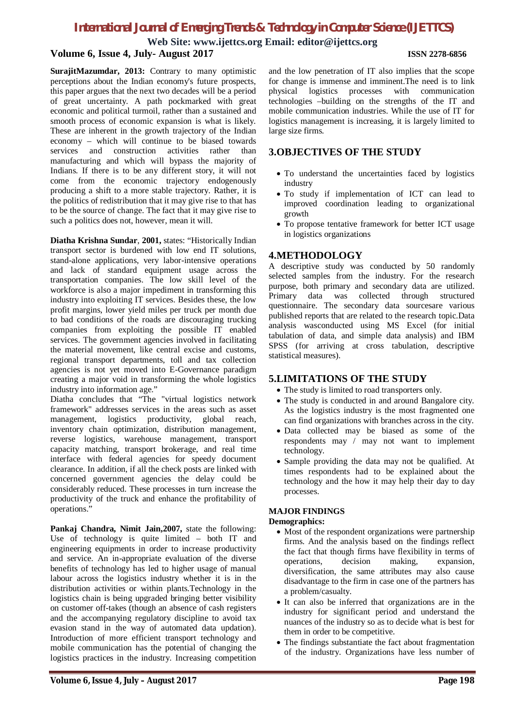**SurajitMazumdar, 2013:** Contrary to many optimistic perceptions about the Indian economy's future prospects, this paper argues that the next two decades will be a period of great uncertainty. A path pockmarked with great economic and political turmoil, rather than a sustained and smooth process of economic expansion is what is likely. These are inherent in the growth trajectory of the Indian economy – which will continue to be biased towards services and construction activities rather than manufacturing and which will bypass the majority of Indians. If there is to be any different story, it will not come from the economic trajectory endogenously producing a shift to a more stable trajectory. Rather, it is the politics of redistribution that it may give rise to that has to be the source of change. The fact that it may give rise to such a politics does not, however, mean it will.

**Diatha Krishna Sundar**, **2001,** states: "Historically Indian transport sector is burdened with low end IT solutions, stand-alone applications, very labor-intensive operations and lack of standard equipment usage across the transportation companies. The low skill level of the workforce is also a major impediment in transforming this industry into exploiting IT services. Besides these, the low profit margins, lower yield miles per truck per month due to bad conditions of the roads are discouraging trucking companies from exploiting the possible IT enabled services. The government agencies involved in facilitating the material movement, like central excise and customs, regional transport departments, toll and tax collection agencies is not yet moved into E-Governance paradigm creating a major void in transforming the whole logistics industry into information age."

Diatha concludes that "The "virtual logistics network framework" addresses services in the areas such as asset management, logistics productivity, global reach, inventory chain optimization, distribution management, reverse logistics, warehouse management, transport capacity matching, transport brokerage, and real time interface with federal agencies for speedy document clearance. In addition, if all the check posts are linked with concerned government agencies the delay could be considerably reduced. These processes in turn increase the productivity of the truck and enhance the profitability of operations."

**Pankaj Chandra, Nimit Jain,2007,** state the following: Use of technology is quite limited – both IT and engineering equipments in order to increase productivity and service. An in-appropriate evaluation of the diverse benefits of technology has led to higher usage of manual labour across the logistics industry whether it is in the distribution activities or within plants.Technology in the logistics chain is being upgraded bringing better visibility on customer off-takes (though an absence of cash registers and the accompanying regulatory discipline to avoid tax evasion stand in the way of automated data updation). Introduction of more efficient transport technology and mobile communication has the potential of changing the logistics practices in the industry. Increasing competition and the low penetration of IT also implies that the scope for change is immense and imminent.The need is to link physical logistics processes with communication technologies –building on the strengths of the IT and mobile communication industries. While the use of IT for logistics management is increasing, it is largely limited to large size firms.

## 3.OBJECTIVES OF THE STUDY

- To understand the uncertainties faced by logistics industry
- To study if implementation of ICT can lead to improved coordination leading to organizational growth
- To propose tentative framework for better ICT usage in logistics organizations

## 4.METHODOLOGY

A descriptive study was conducted by 50 randomly selected samples from the industry. For the research purpose, both primary and secondary data are utilized. Primary data was collected through structured questionnaire. The secondary data sourcesare various published reports that are related to the research topic.Data analysis wasconducted using MS Excel (for initial tabulation of data, and simple data analysis) and IBM SPSS (for arriving at cross tabulation, descriptive statistical measures).

## 5.LIMITATIONS OF THE STUDY

- The study is limited to road transporters only.
- The study is conducted in and around Bangalore city. As the logistics industry is the most fragmented one can find organizations with branches across in the city.
- Data collected may be biased as some of the respondents may / may not want to implement technology.
- Sample providing the data may not be qualified. At times respondents had to be explained about the technology and the how it may help their day to day processes.

### MAJOR FINDINGS

**Demographics:**

- Most of the respondent organizations were partnership firms. And the analysis based on the findings reflect the fact that though firms have flexibility in terms of operations, decision making, expansion, diversification, the same attributes may also cause disadvantage to the firm in case one of the partners has a problem/casualty.
- It can also be inferred that organizations are in the industry for significant period and understand the nuances of the industry so as to decide what is best for them in order to be competitive.
- The findings substantiate the fact about fragmentation of the industry. Organizations have less number of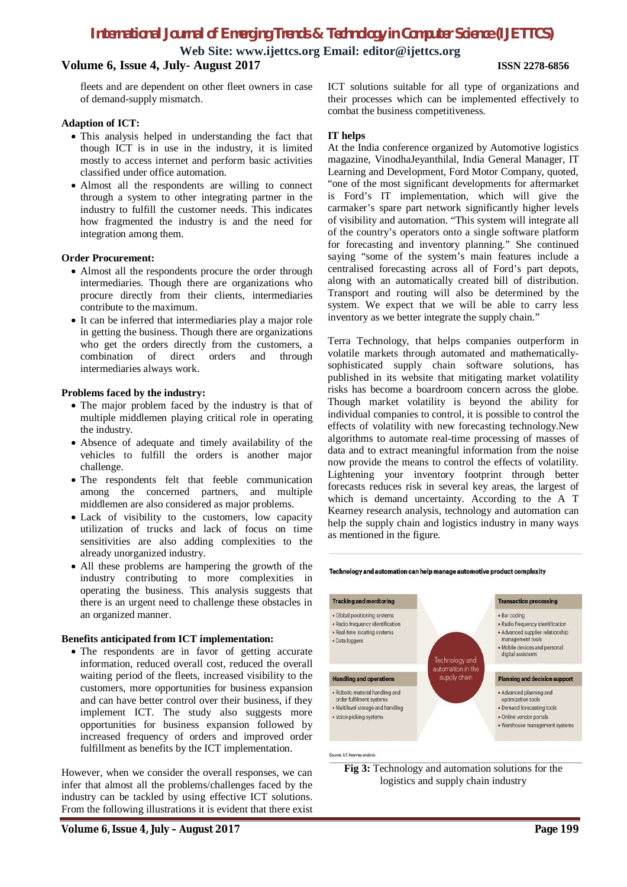fleets and are dependent on other fleet owners in case of demand-supply mismatch.

**Adaption of ICT:**

- This analysis helped in understanding the fact that though ICT is in use in the industry, it is limited mostly to access internet and perform basic activities classified under office automation.
- Almost all the respondents are willing to connect through a system to other integrating partner in the industry to fulfill the customer needs. This indicates how fragmented the industry is and the need for integration among them.

**Order Procurement:**

- Almost all the respondents procure the order through intermediaries. Though there are organizations who procure directly from their clients, intermediaries contribute to the maximum.
- It can be inferred that intermediaries play a major role in getting the business. Though there are organizations who get the orders directly from the customers, a combination of direct orders and through intermediaries always work.

**Problems faced by the industry:**

- The major problem faced by the industry is that of multiple middlemen playing critical role in operating the industry.
- Absence of adequate and timely availability of the vehicles to fulfill the orders is another major challenge.
- The respondents felt that feeble communication among the concerned partners, and multiple middlemen are also considered as major problems.
- Lack of visibility to the customers, low capacity utilization of trucks and lack of focus on time sensitivities are also adding complexities to the already unorganized industry.
- All these problems are hampering the growth of the industry contributing to more complexities in operating the business. This analysis suggests that there is an urgent need to challenge these obstacles in an organized manner.

**Benefits anticipated from ICT implementation:**

- The respondents are in favor of getting accurate information, reduced overall cost, reduced the overall waiting period of the fleets, increased visibility to the customers, more opportunities for business expansion and can have better control over their business, if they implement ICT. The study also suggests more opportunities for business expansion followed by increased frequency of orders and improved order fulfillment as benefits by the ICT implementation.

However, when we consider the overall responses, we can infer that almost all the problems/challenges faced by the industry can be tackled by using effective ICT solutions. From the following illustrations it is evident that there exist ICT solutions suitable for all type of organizations and their processes which can be implemented effectively to combat the business competitiveness.

**IT helps**

At the India conference organized by Automotive logistics magazine, VinodhaJeyanthilal, India General Manager, IT Learning and Development, Ford Motor Company, quoted, "one of the most significant developments for aftermarket is Ford's IT implementation, which will give the carmaker's spare part network significantly higher levels of visibility and automation. "This system will integrate all of the country's operators onto a single software platform for forecasting and inventory planning." She continued saying "some of the system's main features include a centralised forecasting across all of Ford's part depots, along with an automatically created bill of distribution. Transport and routing will also be determined by the system. We expect that we will be able to carry less inventory as we better integrate the supply chain."

Terra Technology, that helps companies outperform in volatile markets through automated and mathematically-sophisticated supply chain software solutions, has published in its website that mitigating market volatility risks has become a boardroom concern across the globe. Though market volatility is beyond the ability for individual companies to control, it is possible to control the effects of volatility with new forecasting technology.New algorithms to automate real-time processing of masses of data and to extract meaningful information from the noise now provide the means to control the effects of volatility. Lightening your inventory footprint through better forecasts reduces risk in several key areas, the largest of which is demand uncertainty. According to the A T Kearney research analysis, technology and automation can help the supply chain and logistics industry in many ways as mentioned in the figure.

Technology and automation can help manage automotive product complexity

Tracking and monitoring
- Global positioning systems
- Radio frequency identification
- Real-time locating systems
- Data loggers

Transaction processing
- Bar coding
- Radio frequency identification
- Advanced supplier relationship management tools
- Mobile devices and personal digital assistants

Technology and automation in the supply chain

Handling and operations
- Robotic material handling and order fulfilment systems
- Multilevel storage and handling
- Voice picking systems

Planning and decision support
- Advanced planning and optimization tools
- Demand forecasting tools
- Online vendor portals
- Warehouse management systems

Source: A.T. Kearney analysis

**Fig 3:** Technology and automation solutions for the logistics and supply chain industry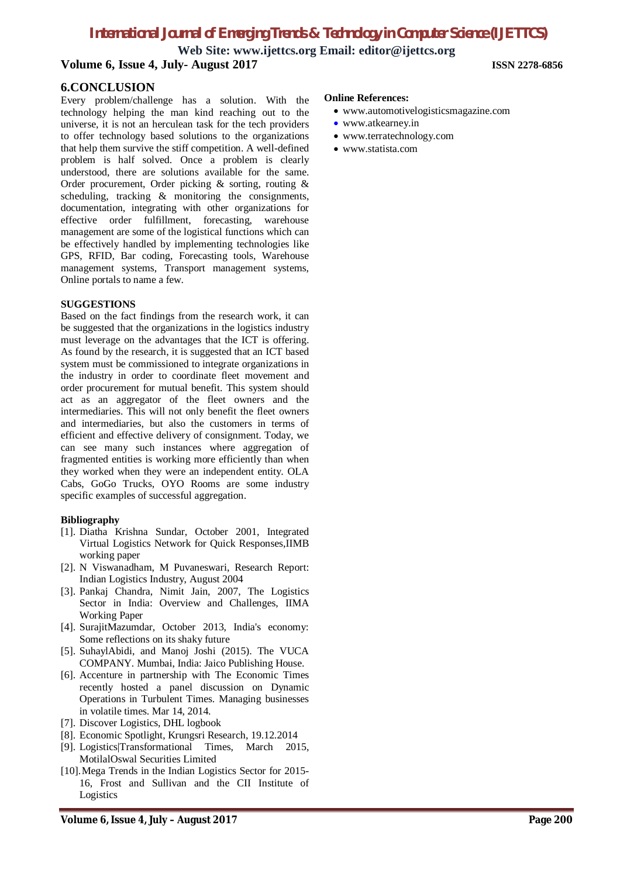## 6.CONCLUSION

Every problem/challenge has a solution. With the technology helping the man kind reaching out to the universe, it is not an herculean task for the tech providers to offer technology based solutions to the organizations that help them survive the stiff competition. A well-defined problem is half solved. Once a problem is clearly understood, there are solutions available for the same. Order procurement, Order picking & sorting, routing & scheduling, tracking & monitoring the consignments, documentation, integrating with other organizations for effective order fulfillment, forecasting, warehouse management are some of the logistical functions which can be effectively handled by implementing technologies like GPS, RFID, Bar coding, Forecasting tools, Warehouse management systems, Transport management systems, Online portals to name a few.

### SUGGESTIONS

Based on the fact findings from the research work, it can be suggested that the organizations in the logistics industry must leverage on the advantages that the ICT is offering. As found by the research, it is suggested that an ICT based system must be commissioned to integrate organizations in the industry in order to coordinate fleet movement and order procurement for mutual benefit. This system should act as an aggregator of the fleet owners and the intermediaries. This will not only benefit the fleet owners and intermediaries, but also the customers in terms of efficient and effective delivery of consignment. Today, we can see many such instances where aggregation of fragmented entities is working more efficiently than when they worked when they were an independent entity. OLA Cabs, GoGo Trucks, OYO Rooms are some industry specific examples of successful aggregation.

### Bibliography

[1]. Diatha Krishna Sundar, October 2001, Integrated Virtual Logistics Network for Quick Responses,IIMB working paper

[2]. N Viswanadham, M Puvaneswari, Research Report: Indian Logistics Industry, August 2004

[3]. Pankaj Chandra, Nimit Jain, 2007, The Logistics Sector in India: Overview and Challenges, IIMA Working Paper

[4]. SurajitMazumdar, October 2013, India's economy: Some reflections on its shaky future

[5]. SuhaylAbidi, and Manoj Joshi (2015). The VUCA COMPANY. Mumbai, India: Jaico Publishing House.

[6]. Accenture in partnership with The Economic Times recently hosted a panel discussion on Dynamic Operations in Turbulent Times. Managing businesses in volatile times. Mar 14, 2014.

[7]. Discover Logistics, DHL logbook

[8]. Economic Spotlight, Krungsri Research, 19.12.2014

[9]. Logistics|Transformational Times, March 2015, MotilalOswal Securities Limited

[10]. Mega Trends in the Indian Logistics Sector for 2015-16, Frost and Sullivan and the CII Institute of Logistics

**Online References:**

- www.automotivelogisticsmagazine.com
- www.atkearney.in
- www.terratechnology.com
- www.statista.com